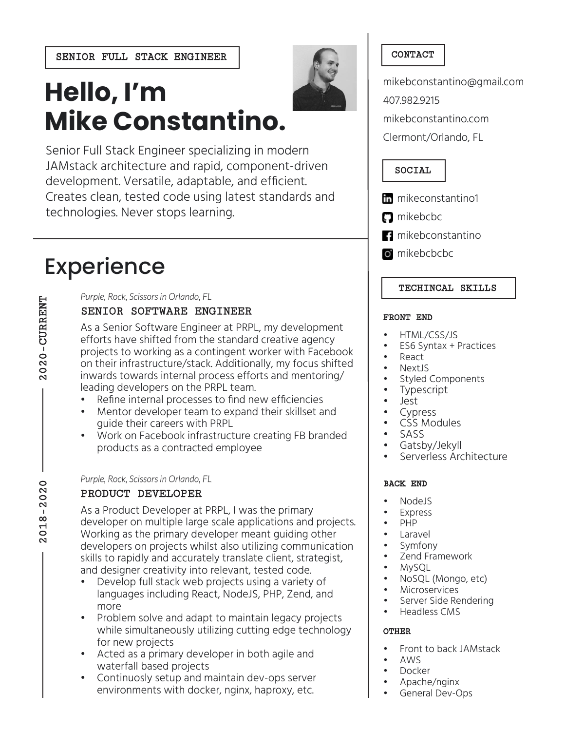SENIOR FULL STACK ENGINEER

# Hello, I'm Mike Constantino.

Senior Full Stack Engineer specializing in modern JAMstack architecture and rapid, component-driven development. Versatile, adaptable, and efficient. Creates clean, tested code using latest standards and technologies. Never stops learning.

## Experience

**2020-CURRENT**

*Purple, Rock, Scissors in Orlando, FL*

### SENIOR SOFTWARE ENGINEER

As a Senior Software Engineer at PRPL, my development efforts have shifted from the standard creative agency projects to working as a contingent worker with Facebook on their infrastructure/stack. Additionally, my focus shifted inwards towards internal process efforts and mentoring/ leading developers on the PRPL team.

- Refine internal processes to find new efficiencies
- Mentor developer team to expand their skillset and guide their careers with PRPL
- Work on Facebook infrastructure creating FB branded products as a contracted employee

**2018-2020**

*Purple, Rock, Scissors in Orlando, FL*

### PRODUCT DEVELOPER

As a Product Developer at PRPL, I was the primary developer on multiple large scale applications and projects. Working as the primary developer meant guiding other developers on projects whilst also utilizing communication skills to rapidly and accurately translate client, strategist, and designer creativity into relevant, tested code.

- Develop full stack web projects using a variety of languages including React, NodeJS, PHP, Zend, and more
- Problem solve and adapt to maintain legacy projects while simultaneously utilizing cutting edge technology for new projects
- Acted as a primary developer in both agile and waterfall based projects
- Continuosly setup and maintain dev-ops server environments with docker, nginx, haproxy, etc.

## CONTACT

mikebconstantino@gmail.com

407.982.9215

mikebconstantino.com

Clermont/Orlando, FL

## SOCIAL

- mikeconstantino1
- mikebcbc
- mikebconstantino
- mikebcbcbc

## TECHINCAL SKILLS

### FRONT END

- HTML/CSS/JS
- ES6 Syntax + Practices
- React
- NextJS
- Styled Components
- Typescript
- Jest
- Cypress
- CSS Modules
- SASS
- Gatsby/Jekyll
- Serverless Architecture

### BACK END

- NodeJS
- Express
- PHP
- Laravel
- Symfony
- Zend Framework
- MySQL
- NoSQL (Mongo, etc)
- Microservices
- Server Side Rendering
- Headless CMS

### OTHER

- Front to back JAMstack
- AWS
- Docker
- Apache/nginx
- General Dev-Ops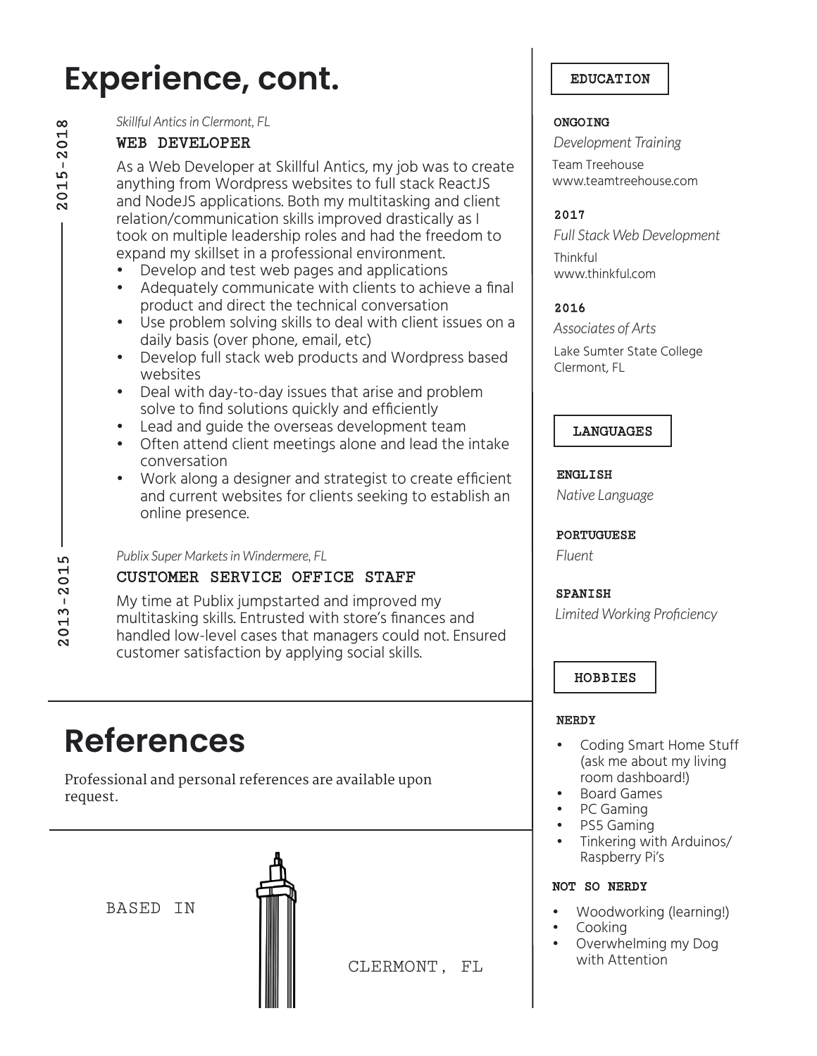# Experience, cont.

**2015-2018**

*Skillful Antics in Clermont, FL*

### WEB DEVELOPER

As a Web Developer at Skillful Antics, my job was to create anything from Wordpress websites to full stack ReactJS and NodeJS applications. Both my multitasking and client relation/communication skills improved drastically as I took on multiple leadership roles and had the freedom to expand my skillset in a professional environment.

- Develop and test web pages and applications
- Adequately communicate with clients to achieve a final product and direct the technical conversation
- Use problem solving skills to deal with client issues on a daily basis (over phone, email, etc)
- Develop full stack web products and Wordpress based websites
- Deal with day-to-day issues that arise and problem solve to find solutions quickly and efficiently
- Lead and guide the overseas development team
- Often attend client meetings alone and lead the intake conversation
- Work along a designer and strategist to create efficient and current websites for clients seeking to establish an online presence.

**2013-2015**

*Publix Super Markets in Windermere, FL*

### CUSTOMER SERVICE OFFICE STAFF

My time at Publix jumpstarted and improved my multitasking skills. Entrusted with store's finances and handled low-level cases that managers could not. Ensured customer satisfaction by applying social skills.

# References

Professional and personal references are available upon request.

BASED IN CLERMONT, FL

## EDUCATION

**ONGOING**

*Development Training*

Team Treehouse
www.teamtreehouse.com

**2017**

*Full Stack Web Development*

Thinkful
www.thinkful.com

**2016**

*Associates of Arts*

Lake Sumter State College
Clermont, FL

## LANGUAGES

**ENGLISH**

*Native Language*

**PORTUGUESE**

*Fluent*

**SPANISH**

*Limited Working Proficiency*

## HOBBIES

**NERDY**

- Coding Smart Home Stuff (ask me about my living room dashboard!)
- Board Games
- PC Gaming
- PS5 Gaming
- Tinkering with Arduinos/ Raspberry Pi's

**NOT SO NERDY**

- Woodworking (learning!)
- Cooking
- Overwhelming my Dog with Attention